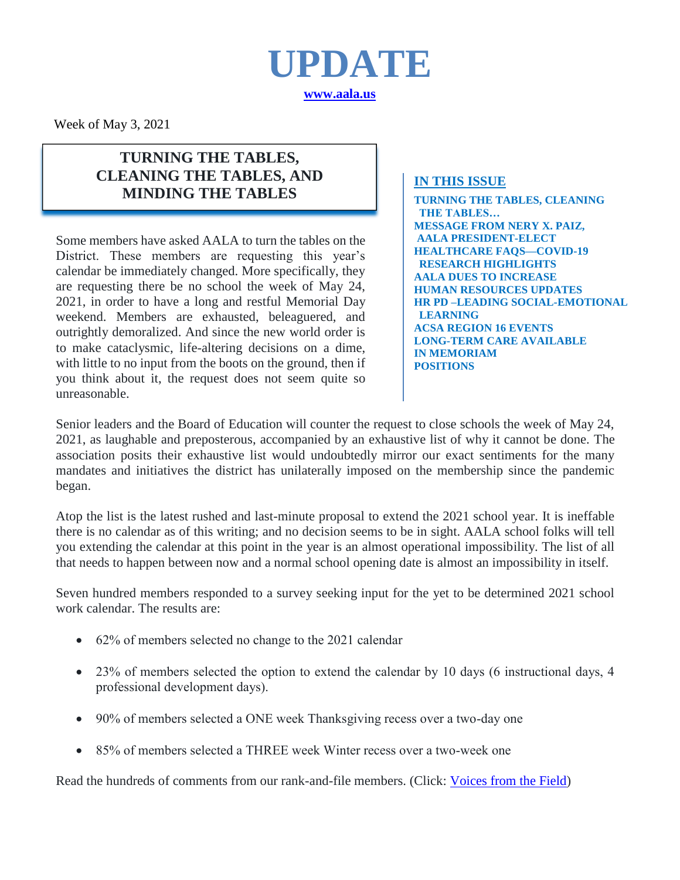# UPDATE

**www.aala.us**

Week of May 3, 2021

## TURNING THE TABLES, CLEANING THE TABLES, AND MINDING THE TABLES

Some members have asked AALA to turn the tables on the District. These members are requesting this year's calendar be immediately changed. More specifically, they are requesting there be no school the week of May 24, 2021, in order to have a long and restful Memorial Day weekend. Members are exhausted, beleaguered, and outrightly demoralized. And since the new world order is to make cataclysmic, life-altering decisions on a dime, with little to no input from the boots on the ground, then if you think about it, the request does not seem quite so unreasonable.

**IN THIS ISSUE**

**TURNING THE TABLES, CLEANING THE TABLES…**
**MESSAGE FROM NERY X. PAIZ, AALA PRESIDENT-ELECT**
**HEALTHCARE FAQS—COVID-19 RESEARCH HIGHLIGHTS**
**AALA DUES TO INCREASE**
**HUMAN RESOURCES UPDATES**
**HR PD –LEADING SOCIAL-EMOTIONAL LEARNING**
**ACSA REGION 16 EVENTS**
**LONG-TERM CARE AVAILABLE**
**IN MEMORIAM**
**POSITIONS**

Senior leaders and the Board of Education will counter the request to close schools the week of May 24, 2021, as laughable and preposterous, accompanied by an exhaustive list of why it cannot be done. The association posits their exhaustive list would undoubtedly mirror our exact sentiments for the many mandates and initiatives the district has unilaterally imposed on the membership since the pandemic began.

Atop the list is the latest rushed and last-minute proposal to extend the 2021 school year. It is ineffable there is no calendar as of this writing; and no decision seems to be in sight. AALA school folks will tell you extending the calendar at this point in the year is an almost operational impossibility. The list of all that needs to happen between now and a normal school opening date is almost an impossibility in itself.

Seven hundred members responded to a survey seeking input for the yet to be determined 2021 school work calendar. The results are:

- 62% of members selected no change to the 2021 calendar
- 23% of members selected the option to extend the calendar by 10 days (6 instructional days, 4 professional development days).
- 90% of members selected a ONE week Thanksgiving recess over a two-day one
- 85% of members selected a THREE week Winter recess over a two-week one

Read the hundreds of comments from our rank-and-file members. (Click: Voices from the Field)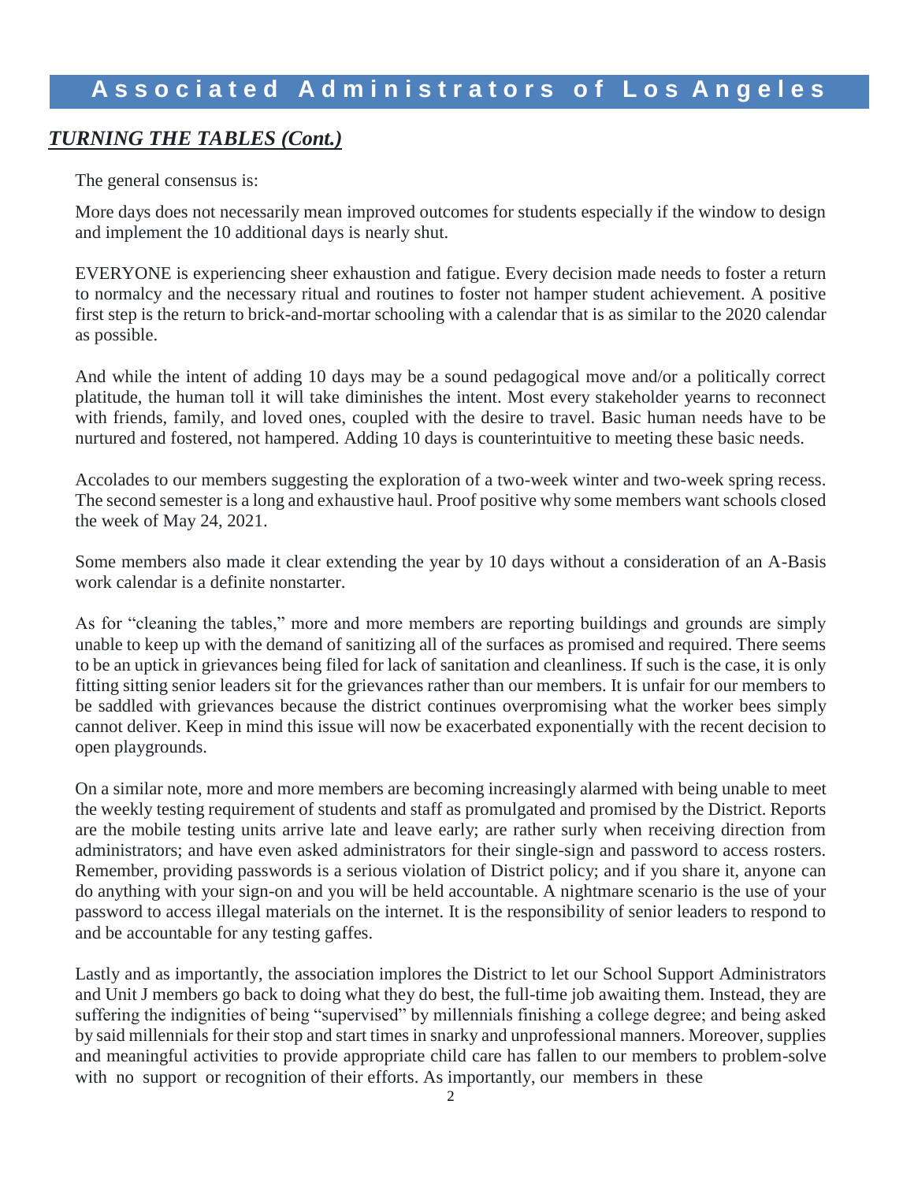## ***TURNING THE TABLES (Cont.)***

The general consensus is:

More days does not necessarily mean improved outcomes for students especially if the window to design and implement the 10 additional days is nearly shut.

EVERYONE is experiencing sheer exhaustion and fatigue. Every decision made needs to foster a return to normalcy and the necessary ritual and routines to foster not hamper student achievement. A positive first step is the return to brick-and-mortar schooling with a calendar that is as similar to the 2020 calendar as possible.

And while the intent of adding 10 days may be a sound pedagogical move and/or a politically correct platitude, the human toll it will take diminishes the intent. Most every stakeholder yearns to reconnect with friends, family, and loved ones, coupled with the desire to travel. Basic human needs have to be nurtured and fostered, not hampered. Adding 10 days is counterintuitive to meeting these basic needs.

Accolades to our members suggesting the exploration of a two-week winter and two-week spring recess. The second semester is a long and exhaustive haul. Proof positive why some members want schools closed the week of May 24, 2021.

Some members also made it clear extending the year by 10 days without a consideration of an A-Basis work calendar is a definite nonstarter.

As for "cleaning the tables," more and more members are reporting buildings and grounds are simply unable to keep up with the demand of sanitizing all of the surfaces as promised and required. There seems to be an uptick in grievances being filed for lack of sanitation and cleanliness. If such is the case, it is only fitting sitting senior leaders sit for the grievances rather than our members. It is unfair for our members to be saddled with grievances because the district continues overpromising what the worker bees simply cannot deliver. Keep in mind this issue will now be exacerbated exponentially with the recent decision to open playgrounds.

On a similar note, more and more members are becoming increasingly alarmed with being unable to meet the weekly testing requirement of students and staff as promulgated and promised by the District. Reports are the mobile testing units arrive late and leave early; are rather surly when receiving direction from administrators; and have even asked administrators for their single-sign and password to access rosters. Remember, providing passwords is a serious violation of District policy; and if you share it, anyone can do anything with your sign-on and you will be held accountable. A nightmare scenario is the use of your password to access illegal materials on the internet. It is the responsibility of senior leaders to respond to and be accountable for any testing gaffes.

Lastly and as importantly, the association implores the District to let our School Support Administrators and Unit J members go back to doing what they do best, the full-time job awaiting them. Instead, they are suffering the indignities of being "supervised" by millennials finishing a college degree; and being asked by said millennials for their stop and start times in snarky and unprofessional manners. Moreover, supplies and meaningful activities to provide appropriate child care has fallen to our members to problem-solve with no support or recognition of their efforts. As importantly, our members in these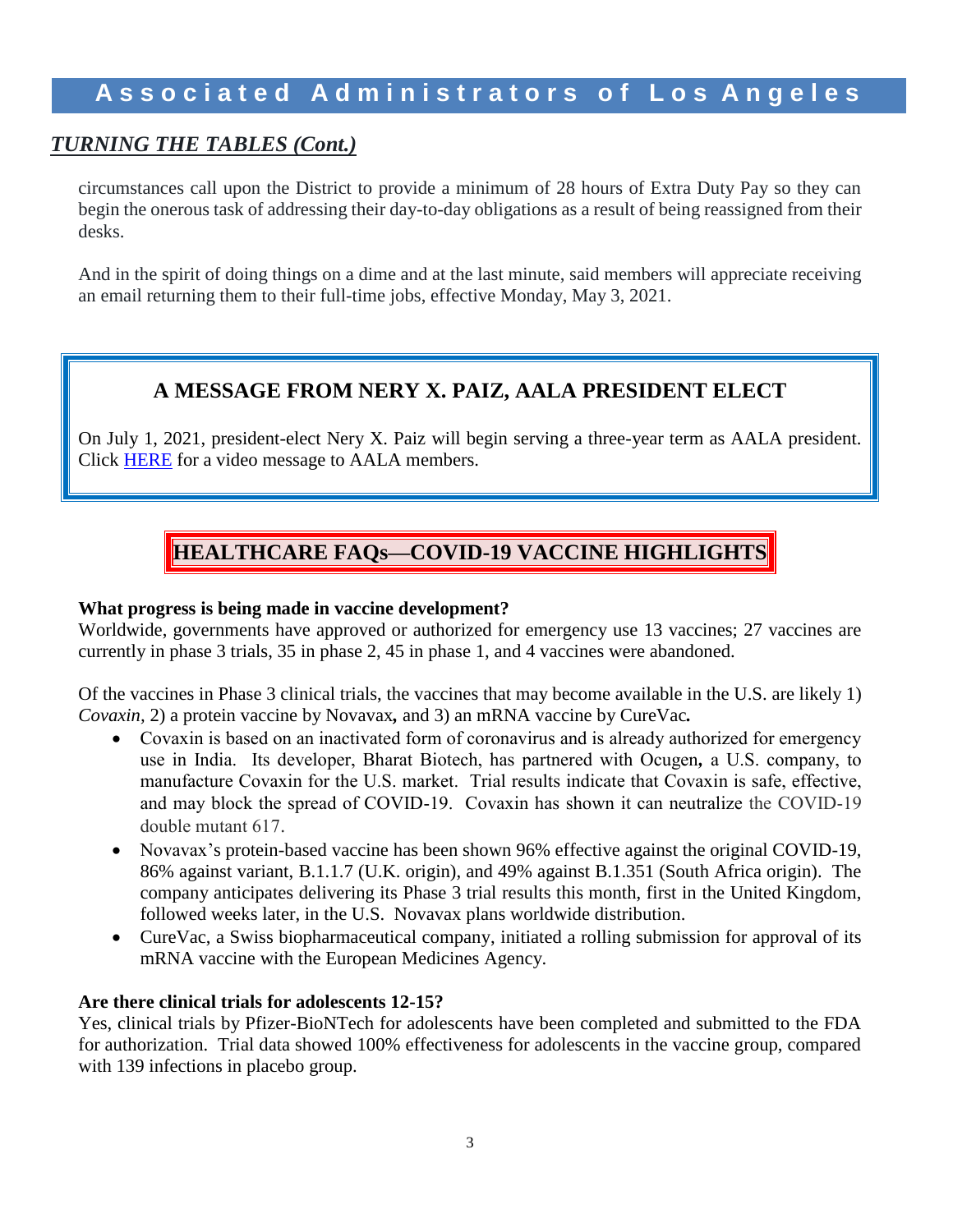## *TURNING THE TABLES (Cont.)*

circumstances call upon the District to provide a minimum of 28 hours of Extra Duty Pay so they can begin the onerous task of addressing their day-to-day obligations as a result of being reassigned from their desks.

And in the spirit of doing things on a dime and at the last minute, said members will appreciate receiving an email returning them to their full-time jobs, effective Monday, May 3, 2021.

## A MESSAGE FROM NERY X. PAIZ, AALA PRESIDENT ELECT

On July 1, 2021, president-elect Nery X. Paiz will begin serving a three-year term as AALA president. Click HERE for a video message to AALA members.

## HEALTHCARE FAQs—COVID-19 VACCINE HIGHLIGHTS

**What progress is being made in vaccine development?**
Worldwide, governments have approved or authorized for emergency use 13 vaccines; 27 vaccines are currently in phase 3 trials, 35 in phase 2, 45 in phase 1, and 4 vaccines were abandoned.

Of the vaccines in Phase 3 clinical trials, the vaccines that may become available in the U.S. are likely 1) *Covaxin,* 2) a protein vaccine by Novavax**,** and 3) an mRNA vaccine by CureVac**.**

- Covaxin is based on an inactivated form of coronavirus and is already authorized for emergency use in India. Its developer, Bharat Biotech, has partnered with Ocugen**,** a U.S. company, to manufacture Covaxin for the U.S. market. Trial results indicate that Covaxin is safe, effective, and may block the spread of COVID-19. Covaxin has shown it can neutralize the COVID-19 double mutant 617.
- Novavax's protein-based vaccine has been shown 96% effective against the original COVID-19, 86% against variant, B.1.1.7 (U.K. origin), and 49% against B.1.351 (South Africa origin). The company anticipates delivering its Phase 3 trial results this month, first in the United Kingdom, followed weeks later, in the U.S. Novavax plans worldwide distribution.
- CureVac, a Swiss biopharmaceutical company, initiated a rolling submission for approval of its mRNA vaccine with the European Medicines Agency.

**Are there clinical trials for adolescents 12-15?**
Yes, clinical trials by Pfizer-BioNTech for adolescents have been completed and submitted to the FDA for authorization. Trial data showed 100% effectiveness for adolescents in the vaccine group, compared with 139 infections in placebo group.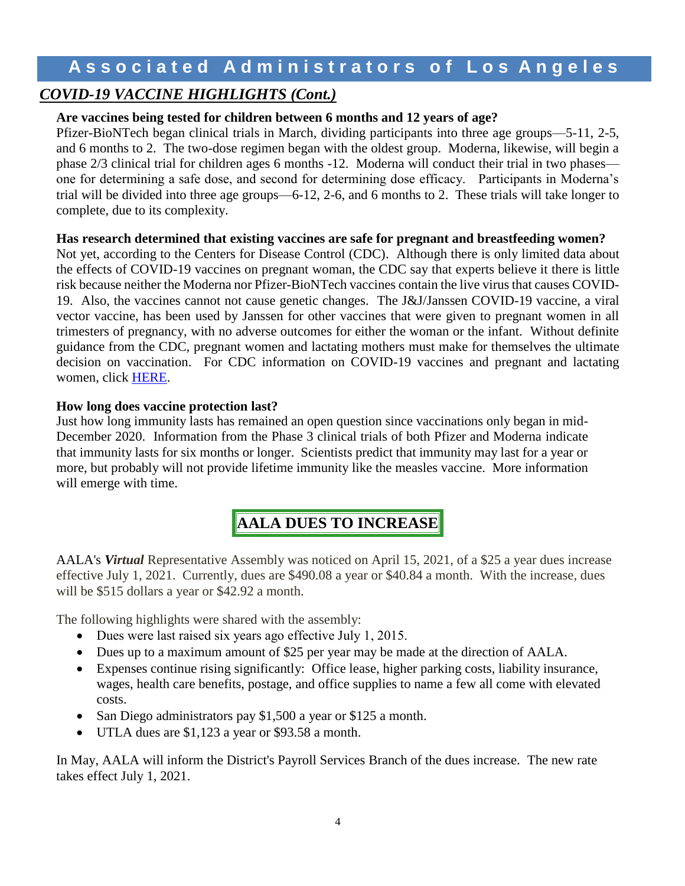## COVID-19 VACCINE HIGHLIGHTS (Cont.)

**Are vaccines being tested for children between 6 months and 12 years of age?**

Pfizer-BioNTech began clinical trials in March, dividing participants into three age groups—5-11, 2-5, and 6 months to 2. The two-dose regimen began with the oldest group. Moderna, likewise, will begin a phase 2/3 clinical trial for children ages 6 months -12. Moderna will conduct their trial in two phases—one for determining a safe dose, and second for determining dose efficacy. Participants in Moderna's trial will be divided into three age groups—6-12, 2-6, and 6 months to 2. These trials will take longer to complete, due to its complexity.

**Has research determined that existing vaccines are safe for pregnant and breastfeeding women?**

Not yet, according to the Centers for Disease Control (CDC). Although there is only limited data about the effects of COVID-19 vaccines on pregnant woman, the CDC say that experts believe it there is little risk because neither the Moderna nor Pfizer-BioNTech vaccines contain the live virus that causes COVID-19. Also, the vaccines cannot not cause genetic changes. The J&J/Janssen COVID-19 vaccine, a viral vector vaccine, has been used by Janssen for other vaccines that were given to pregnant women in all trimesters of pregnancy, with no adverse outcomes for either the woman or the infant. Without definite guidance from the CDC, pregnant women and lactating mothers must make for themselves the ultimate decision on vaccination. For CDC information on COVID-19 vaccines and pregnant and lactating women, click HERE.

**How long does vaccine protection last?**

Just how long immunity lasts has remained an open question since vaccinations only began in mid-December 2020. Information from the Phase 3 clinical trials of both Pfizer and Moderna indicate that immunity lasts for six months or longer. Scientists predict that immunity may last for a year or more, but probably will not provide lifetime immunity like the measles vaccine. More information will emerge with time.

## AALA DUES TO INCREASE

AALA's ***Virtual*** Representative Assembly was noticed on April 15, 2021, of a $25 a year dues increase effective July 1, 2021. Currently, dues are $490.08 a year or $40.84 a month. With the increase, dues will be $515 dollars a year or $42.92 a month.

The following highlights were shared with the assembly:

- Dues were last raised six years ago effective July 1, 2015.
- Dues up to a maximum amount of $25 per year may be made at the direction of AALA.
- Expenses continue rising significantly: Office lease, higher parking costs, liability insurance, wages, health care benefits, postage, and office supplies to name a few all come with elevated costs.
- San Diego administrators pay $1,500 a year or $125 a month.
- UTLA dues are $1,123 a year or $93.58 a month.

In May, AALA will inform the District's Payroll Services Branch of the dues increase. The new rate takes effect July 1, 2021.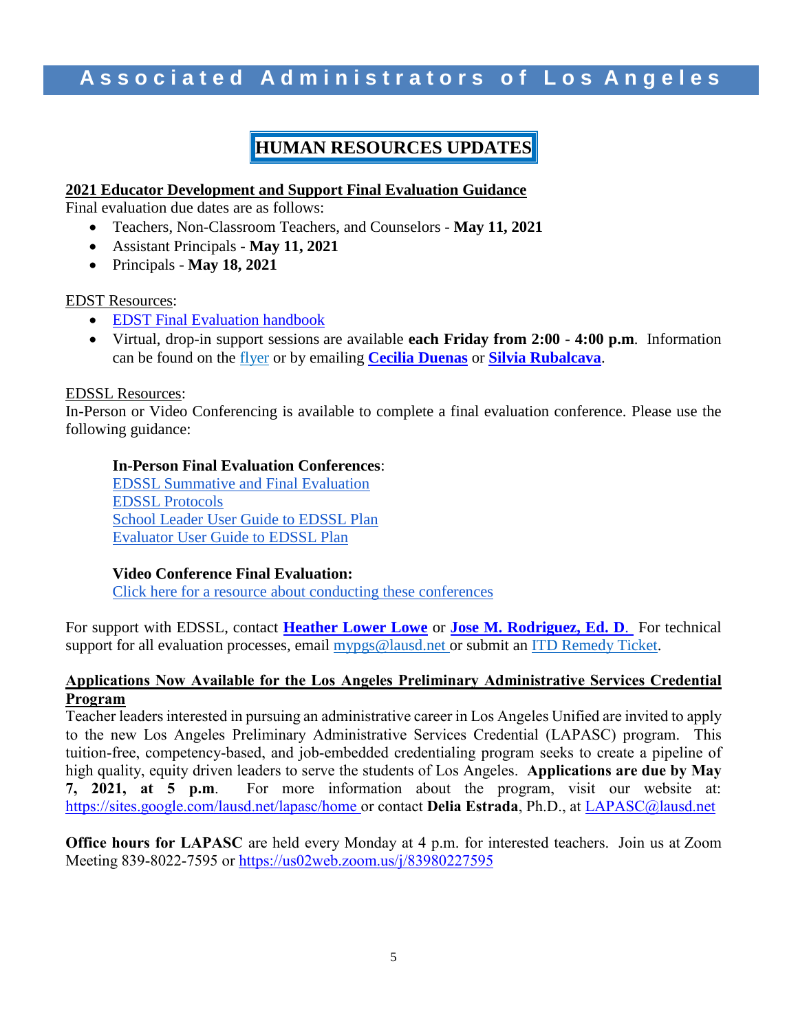# HUMAN RESOURCES UPDATES

## 2021 Educator Development and Support Final Evaluation Guidance

Final evaluation due dates are as follows:

- Teachers, Non-Classroom Teachers, and Counselors - **May 11, 2021**
- Assistant Principals - **May 11, 2021**
- Principals - **May 18, 2021**

EDST Resources:

- EDST Final Evaluation handbook
- Virtual, drop-in support sessions are available **each Friday from 2:00 - 4:00 p.m**. Information can be found on the flyer or by emailing **Cecilia Duenas** or **Silvia Rubalcava**.

EDSSL Resources:

In-Person or Video Conferencing is available to complete a final evaluation conference. Please use the following guidance:

**In-Person Final Evaluation Conferences**:
EDSSL Summative and Final Evaluation
EDSSL Protocols
School Leader User Guide to EDSSL Plan
Evaluator User Guide to EDSSL Plan

**Video Conference Final Evaluation:**
Click here for a resource about conducting these conferences

For support with EDSSL, contact **Heather Lower Lowe** or **Jose M. Rodriguez, Ed. D.** For technical support for all evaluation processes, email mypgs@lausd.net or submit an ITD Remedy Ticket.

## Applications Now Available for the Los Angeles Preliminary Administrative Services Credential Program

Teacher leaders interested in pursuing an administrative career in Los Angeles Unified are invited to apply to the new Los Angeles Preliminary Administrative Services Credential (LAPASC) program. This tuition-free, competency-based, and job-embedded credentialing program seeks to create a pipeline of high quality, equity driven leaders to serve the students of Los Angeles. **Applications are due by May 7, 2021, at 5 p.m**. For more information about the program, visit our website at: https://sites.google.com/lausd.net/lapasc/home or contact **Delia Estrada**, Ph.D., at LAPASC@lausd.net

**Office hours for LAPASC** are held every Monday at 4 p.m. for interested teachers. Join us at Zoom Meeting 839-8022-7595 or https://us02web.zoom.us/j/83980227595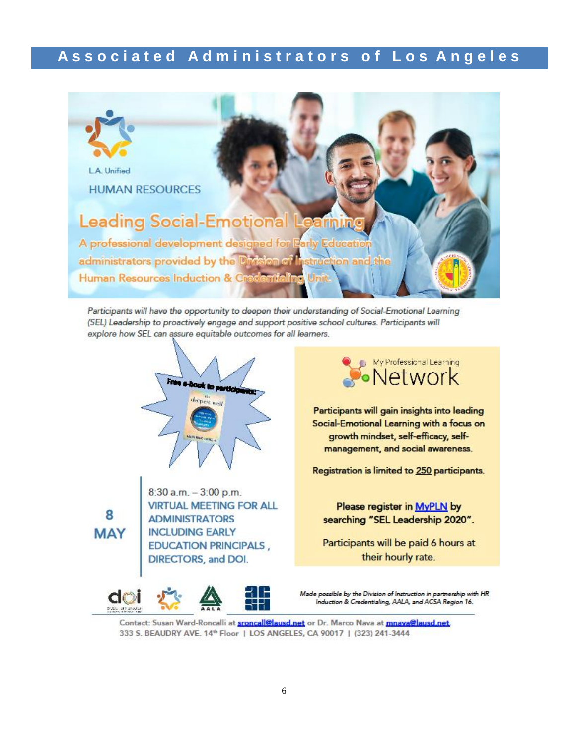# Associated Administrators of Los Angeles

L.A. Unified

HUMAN RESOURCES

## Leading Social-Emotional Learning

A professional development designed for Early Education administrators provided by the Division of Instruction and the Human Resources Induction & Credentialing Unit.

*Participants will have the opportunity to deepen their understanding of Social-Emotional Learning (SEL) Leadership to proactively engage and support positive school cultures. Participants will explore how SEL can assure equitable outcomes for all learners.*

**Free e-book to participants!**

**8 MAY**

8:30 a.m. – 3:00 p.m.
VIRTUAL MEETING FOR ALL ADMINISTRATORS INCLUDING EARLY EDUCATION PRINCIPALS , DIRECTORS, and DOI.

My Professional Learning Network

Participants will gain insights into leading Social-Emotional Learning with a focus on growth mindset, self-efficacy, self-management, and social awareness.

Registration is limited to 250 participants.

Please register in MyPLN by searching "SEL Leadership 2020".

Participants will be paid 6 hours at their hourly rate.

*Made possible by the Division of Instruction in partnership with HR Induction & Credentialing, AALA, and ACSA Region 16.*

Contact: Susan Ward-Roncalli at sroncall@lausd.net or Dr. Marco Nava at mnava@lausd.net.
333 S. BEAUDRY AVE. 14th Floor | LOS ANGELES, CA 90017 | (323) 241-3444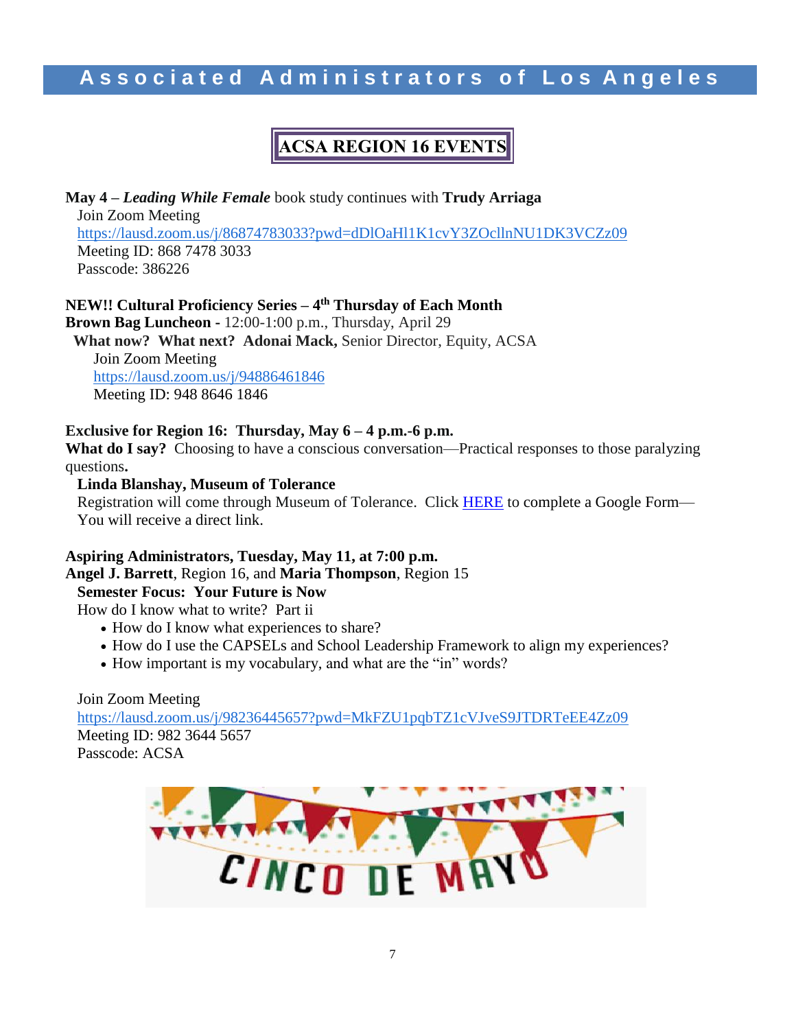# Associated Administrators of Los Angeles

## ACSA REGION 16 EVENTS

**May 4 –** ***Leading While Female*** book study continues with **Trudy Arriaga**
Join Zoom Meeting
https://lausd.zoom.us/j/86874783033?pwd=dDlOaHl1K1cvY3ZOcllnNU1DK3VCZz09
Meeting ID: 868 7478 3033
Passcode: 386226

**NEW!! Cultural Proficiency Series – 4th Thursday of Each Month**
**Brown Bag Luncheon -** 12:00-1:00 p.m., Thursday, April 29
**What now? What next? Adonai Mack,** Senior Director, Equity, ACSA
Join Zoom Meeting
https://lausd.zoom.us/j/94886461846
Meeting ID: 948 8646 1846

**Exclusive for Region 16: Thursday, May 6 – 4 p.m.-6 p.m.**
**What do I say?** Choosing to have a conscious conversation—Practical responses to those paralyzing questions**.**
**Linda Blanshay, Museum of Tolerance**
Registration will come through Museum of Tolerance. Click HERE to complete a Google Form—You will receive a direct link.

**Aspiring Administrators, Tuesday, May 11, at 7:00 p.m.**
**Angel J. Barrett**, Region 16, and **Maria Thompson**, Region 15
**Semester Focus: Your Future is Now**
How do I know what to write? Part ii

- How do I know what experiences to share?
- How do I use the CAPSELs and School Leadership Framework to align my experiences?
- How important is my vocabulary, and what are the "in" words?

Join Zoom Meeting
https://lausd.zoom.us/j/98236445657?pwd=MkFZU1pqbTZ1cVJveS9JTDRTeEE4Zz09
Meeting ID: 982 3644 5657
Passcode: ACSA

CINCO DE MAYO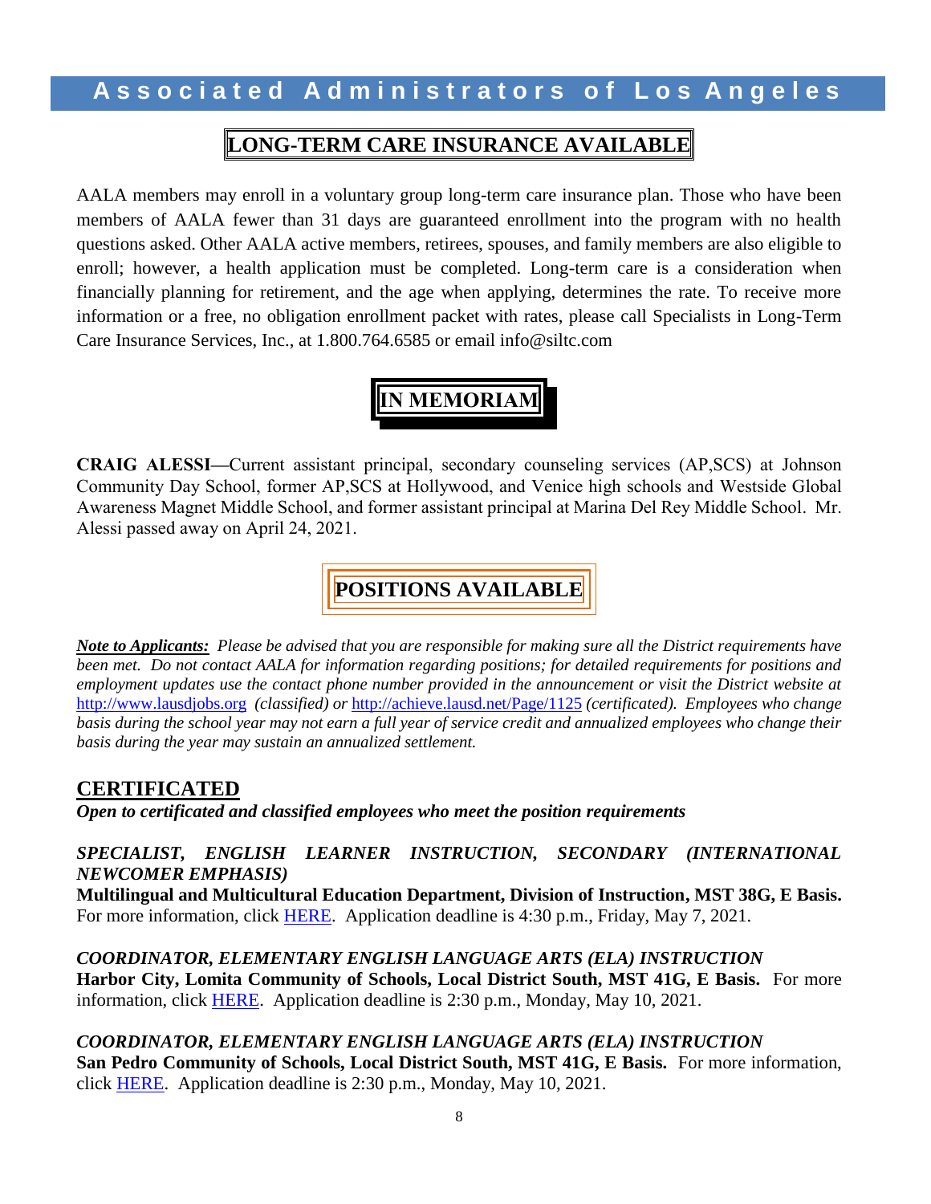## LONG-TERM CARE INSURANCE AVAILABLE

AALA members may enroll in a voluntary group long-term care insurance plan. Those who have been members of AALA fewer than 31 days are guaranteed enrollment into the program with no health questions asked. Other AALA active members, retirees, spouses, and family members are also eligible to enroll; however, a health application must be completed. Long-term care is a consideration when financially planning for retirement, and the age when applying, determines the rate. To receive more information or a free, no obligation enrollment packet with rates, please call Specialists in Long-Term Care Insurance Services, Inc., at 1.800.764.6585 or email info@siltc.com

## IN MEMORIAM

**CRAIG ALESSI—**Current assistant principal, secondary counseling services (AP,SCS) at Johnson Community Day School, former AP,SCS at Hollywood, and Venice high schools and Westside Global Awareness Magnet Middle School, and former assistant principal at Marina Del Rey Middle School. Mr. Alessi passed away on April 24, 2021.

## POSITIONS AVAILABLE

***Note to Applicants:*** *Please be advised that you are responsible for making sure all the District requirements have been met. Do not contact AALA for information regarding positions; for detailed requirements for positions and employment updates use the contact phone number provided in the announcement or visit the District website at* http://www.lausdjobs.org *(classified) or* http://achieve.lausd.net/Page/1125 *(certificated). Employees who change basis during the school year may not earn a full year of service credit and annualized employees who change their basis during the year may sustain an annualized settlement.*

### CERTIFICATED

***Open to certificated and classified employees who meet the position requirements***

***SPECIALIST, ENGLISH LEARNER INSTRUCTION, SECONDARY (INTERNATIONAL NEWCOMER EMPHASIS)***
**Multilingual and Multicultural Education Department, Division of Instruction, MST 38G, E Basis.** For more information, click HERE. Application deadline is 4:30 p.m., Friday, May 7, 2021.

***COORDINATOR, ELEMENTARY ENGLISH LANGUAGE ARTS (ELA) INSTRUCTION***
**Harbor City, Lomita Community of Schools, Local District South, MST 41G, E Basis.** For more information, click HERE. Application deadline is 2:30 p.m., Monday, May 10, 2021.

***COORDINATOR, ELEMENTARY ENGLISH LANGUAGE ARTS (ELA) INSTRUCTION***
**San Pedro Community of Schools, Local District South, MST 41G, E Basis.** For more information, click HERE. Application deadline is 2:30 p.m., Monday, May 10, 2021.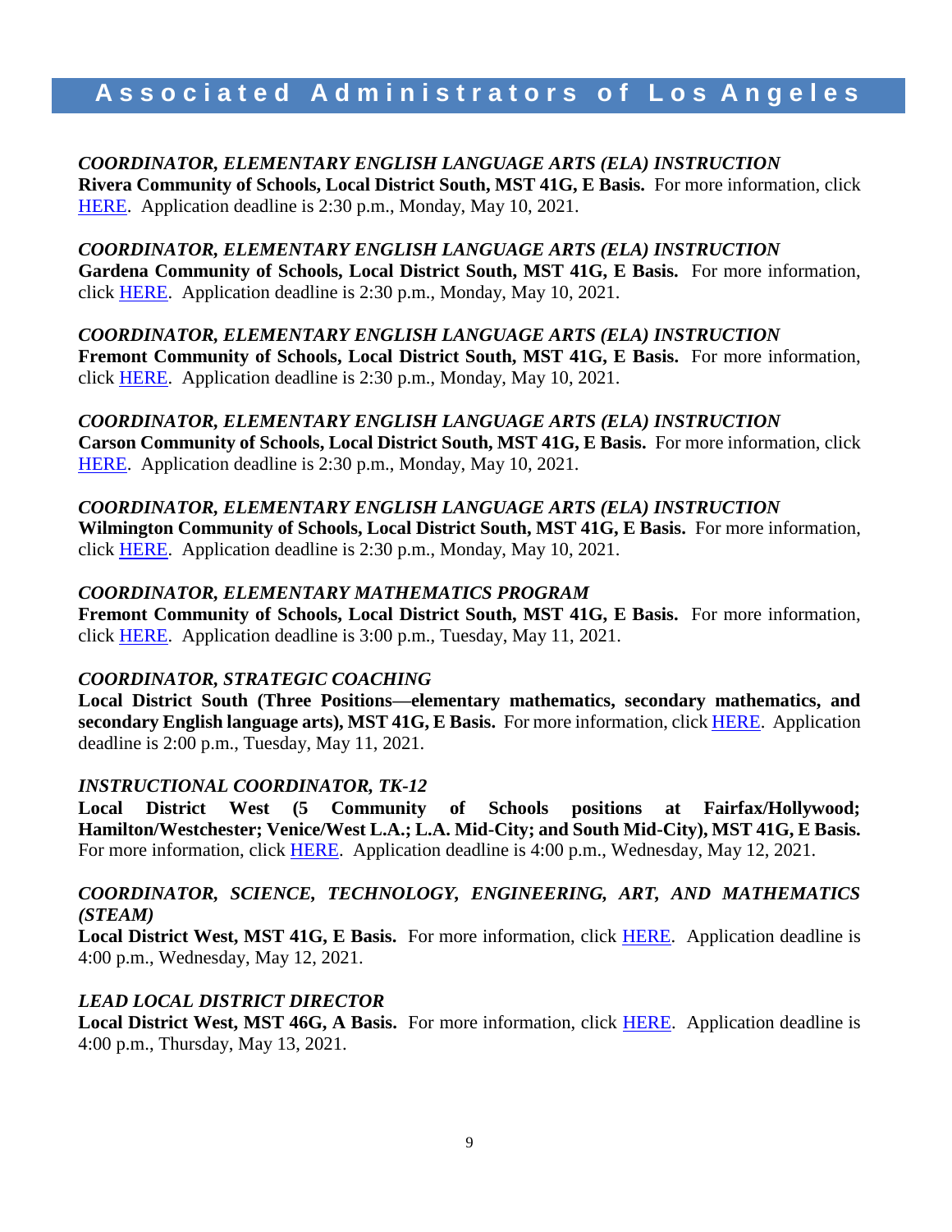*COORDINATOR, ELEMENTARY ENGLISH LANGUAGE ARTS (ELA) INSTRUCTION*
**Rivera Community of Schools, Local District South, MST 41G, E Basis.** For more information, click HERE. Application deadline is 2:30 p.m., Monday, May 10, 2021.

*COORDINATOR, ELEMENTARY ENGLISH LANGUAGE ARTS (ELA) INSTRUCTION*
**Gardena Community of Schools, Local District South, MST 41G, E Basis.** For more information, click HERE. Application deadline is 2:30 p.m., Monday, May 10, 2021.

*COORDINATOR, ELEMENTARY ENGLISH LANGUAGE ARTS (ELA) INSTRUCTION*
**Fremont Community of Schools, Local District South, MST 41G, E Basis.** For more information, click HERE. Application deadline is 2:30 p.m., Monday, May 10, 2021.

*COORDINATOR, ELEMENTARY ENGLISH LANGUAGE ARTS (ELA) INSTRUCTION*
**Carson Community of Schools, Local District South, MST 41G, E Basis.** For more information, click HERE. Application deadline is 2:30 p.m., Monday, May 10, 2021.

*COORDINATOR, ELEMENTARY ENGLISH LANGUAGE ARTS (ELA) INSTRUCTION*
**Wilmington Community of Schools, Local District South, MST 41G, E Basis.** For more information, click HERE. Application deadline is 2:30 p.m., Monday, May 10, 2021.

*COORDINATOR, ELEMENTARY MATHEMATICS PROGRAM*
**Fremont Community of Schools, Local District South, MST 41G, E Basis.** For more information, click HERE. Application deadline is 3:00 p.m., Tuesday, May 11, 2021.

*COORDINATOR, STRATEGIC COACHING*
**Local District South (Three Positions—elementary mathematics, secondary mathematics, and secondary English language arts), MST 41G, E Basis.** For more information, click HERE. Application deadline is 2:00 p.m., Tuesday, May 11, 2021.

*INSTRUCTIONAL COORDINATOR, TK-12*
**Local District West (5 Community of Schools positions at Fairfax/Hollywood; Hamilton/Westchester; Venice/West L.A.; L.A. Mid-City; and South Mid-City), MST 41G, E Basis.** For more information, click HERE. Application deadline is 4:00 p.m., Wednesday, May 12, 2021.

*COORDINATOR, SCIENCE, TECHNOLOGY, ENGINEERING, ART, AND MATHEMATICS (STEAM)*
**Local District West, MST 41G, E Basis.** For more information, click HERE. Application deadline is 4:00 p.m., Wednesday, May 12, 2021.

*LEAD LOCAL DISTRICT DIRECTOR*
**Local District West, MST 46G, A Basis.** For more information, click HERE. Application deadline is 4:00 p.m., Thursday, May 13, 2021.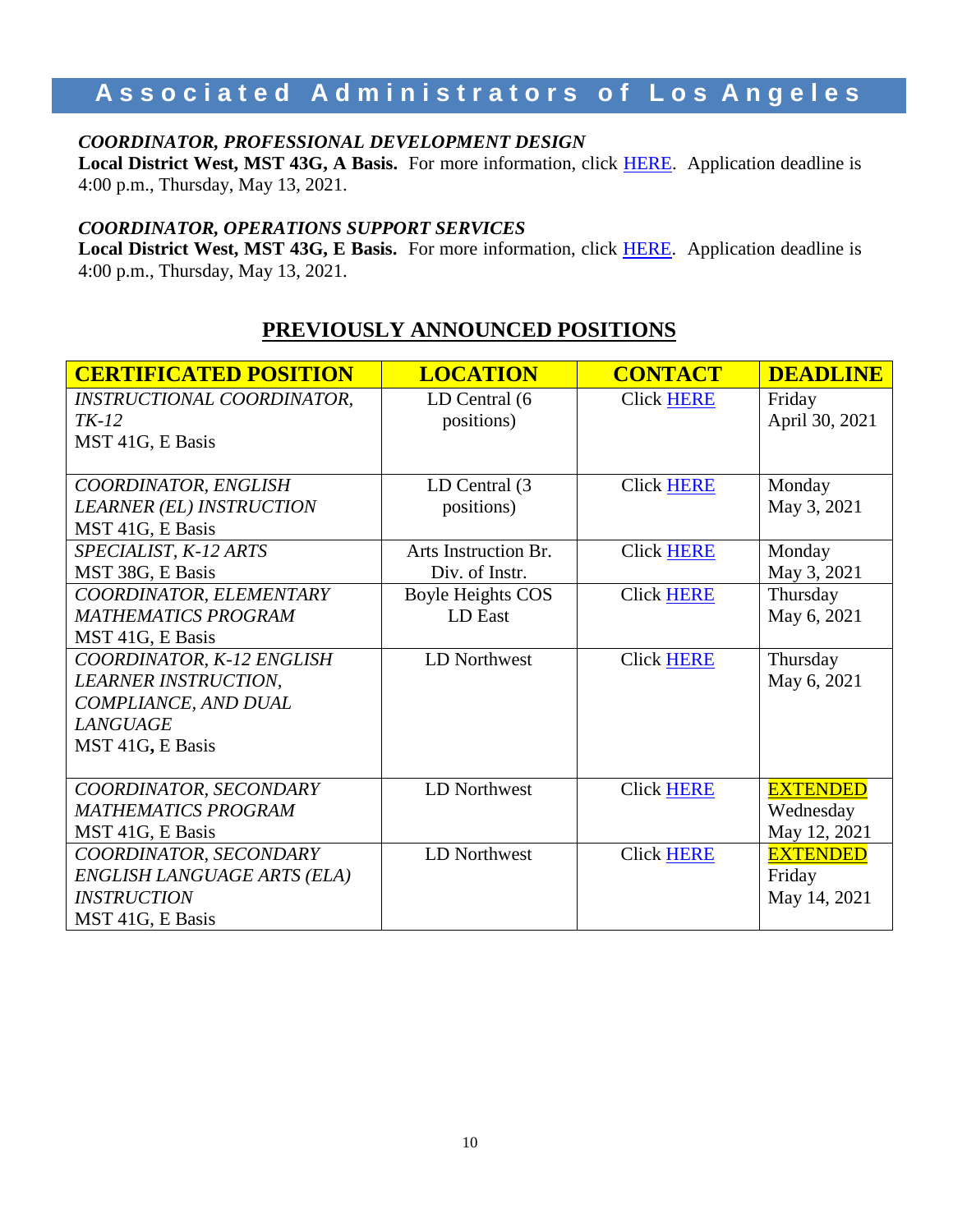# Associated Administrators of Los Angeles

***COORDINATOR, PROFESSIONAL DEVELOPMENT DESIGN***
**Local District West, MST 43G, A Basis.** For more information, click HERE. Application deadline is 4:00 p.m., Thursday, May 13, 2021.

***COORDINATOR, OPERATIONS SUPPORT SERVICES***
**Local District West, MST 43G, E Basis.** For more information, click HERE. Application deadline is 4:00 p.m., Thursday, May 13, 2021.

## PREVIOUSLY ANNOUNCED POSITIONS

| CERTIFICATED POSITION | LOCATION | CONTACT | DEADLINE |
|---|---|---|---|
| *INSTRUCTIONAL COORDINATOR, TK-12* MST 41G, E Basis | LD Central (6 positions) | Click HERE | Friday April 30, 2021 |
| *COORDINATOR, ENGLISH LEARNER (EL) INSTRUCTION* MST 41G, E Basis | LD Central (3 positions) | Click HERE | Monday May 3, 2021 |
| *SPECIALIST, K-12 ARTS* MST 38G, E Basis | Arts Instruction Br. Div. of Instr. | Click HERE | Monday May 3, 2021 |
| *COORDINATOR, ELEMENTARY MATHEMATICS PROGRAM* MST 41G, E Basis | Boyle Heights COS LD East | Click HERE | Thursday May 6, 2021 |
| *COORDINATOR, K-12 ENGLISH LEARNER INSTRUCTION, COMPLIANCE, AND DUAL LANGUAGE* MST 41G**,** E Basis | LD Northwest | Click HERE | Thursday May 6, 2021 |
| *COORDINATOR, SECONDARY MATHEMATICS PROGRAM* MST 41G, E Basis | LD Northwest | Click HERE | EXTENDED Wednesday May 12, 2021 |
| *COORDINATOR, SECONDARY ENGLISH LANGUAGE ARTS (ELA) INSTRUCTION* MST 41G, E Basis | LD Northwest | Click HERE | EXTENDED Friday May 14, 2021 |